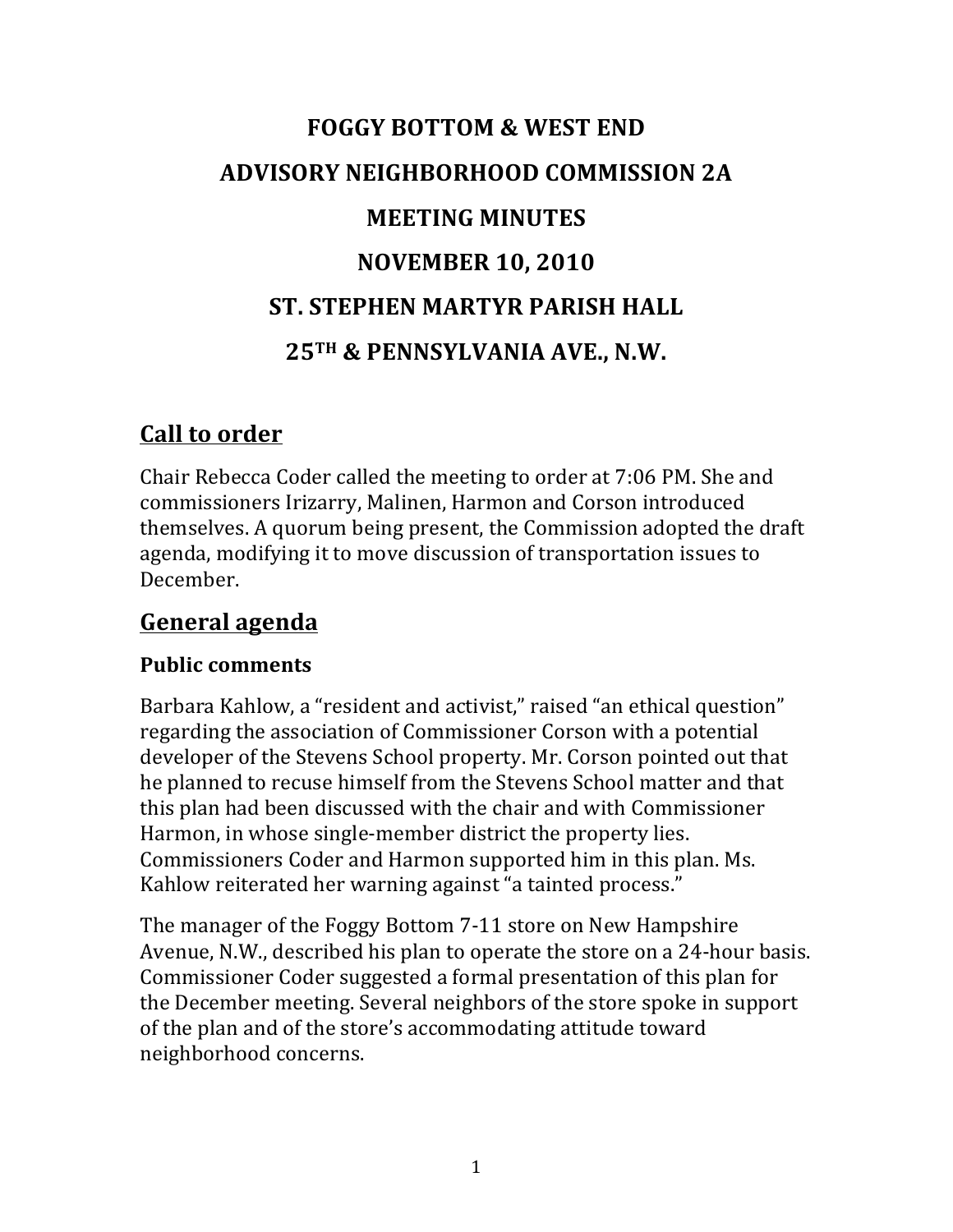# FOGGY BOTTOM & WEST END
# ADVISORY NEIGHBORHOOD COMMISSION 2A
# MEETING MINUTES
# NOVEMBER 10, 2010
# ST. STEPHEN MARTYR PARISH HALL
# 25TH & PENNSYLVANIA AVE., N.W.

## Call to order

Chair Rebecca Coder called the meeting to order at 7:06 PM. She and commissioners Irizarry, Malinen, Harmon and Corson introduced themselves. A quorum being present, the Commission adopted the draft agenda, modifying it to move discussion of transportation issues to December.

## General agenda

### Public comments

Barbara Kahlow, a "resident and activist," raised "an ethical question" regarding the association of Commissioner Corson with a potential developer of the Stevens School property. Mr. Corson pointed out that he planned to recuse himself from the Stevens School matter and that this plan had been discussed with the chair and with Commissioner Harmon, in whose single-member district the property lies. Commissioners Coder and Harmon supported him in this plan. Ms. Kahlow reiterated her warning against "a tainted process."

The manager of the Foggy Bottom 7-11 store on New Hampshire Avenue, N.W., described his plan to operate the store on a 24-hour basis. Commissioner Coder suggested a formal presentation of this plan for the December meeting. Several neighbors of the store spoke in support of the plan and of the store's accommodating attitude toward neighborhood concerns.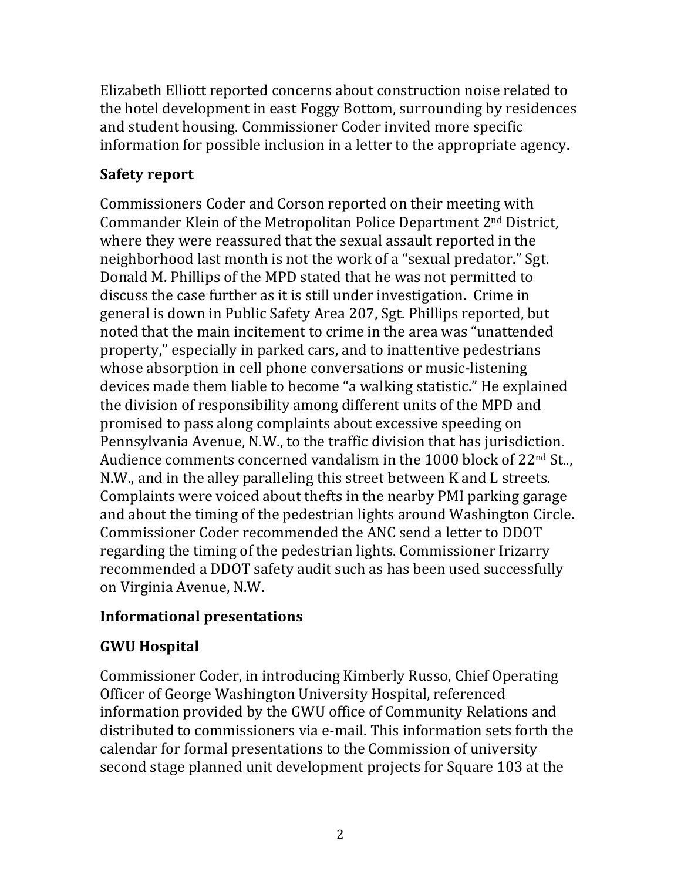Elizabeth Elliott reported concerns about construction noise related to the hotel development in east Foggy Bottom, surrounding by residences and student housing. Commissioner Coder invited more specific information for possible inclusion in a letter to the appropriate agency.

## Safety report

Commissioners Coder and Corson reported on their meeting with Commander Klein of the Metropolitan Police Department 2nd District, where they were reassured that the sexual assault reported in the neighborhood last month is not the work of a "sexual predator." Sgt. Donald M. Phillips of the MPD stated that he was not permitted to discuss the case further as it is still under investigation. Crime in general is down in Public Safety Area 207, Sgt. Phillips reported, but noted that the main incitement to crime in the area was "unattended property," especially in parked cars, and to inattentive pedestrians whose absorption in cell phone conversations or music-listening devices made them liable to become "a walking statistic." He explained the division of responsibility among different units of the MPD and promised to pass along complaints about excessive speeding on Pennsylvania Avenue, N.W., to the traffic division that has jurisdiction. Audience comments concerned vandalism in the 1000 block of 22nd St.., N.W., and in the alley paralleling this street between K and L streets. Complaints were voiced about thefts in the nearby PMI parking garage and about the timing of the pedestrian lights around Washington Circle. Commissioner Coder recommended the ANC send a letter to DDOT regarding the timing of the pedestrian lights. Commissioner Irizarry recommended a DDOT safety audit such as has been used successfully on Virginia Avenue, N.W.

## Informational presentations

## GWU Hospital

Commissioner Coder, in introducing Kimberly Russo, Chief Operating Officer of George Washington University Hospital, referenced information provided by the GWU office of Community Relations and distributed to commissioners via e-mail. This information sets forth the calendar for formal presentations to the Commission of university second stage planned unit development projects for Square 103 at the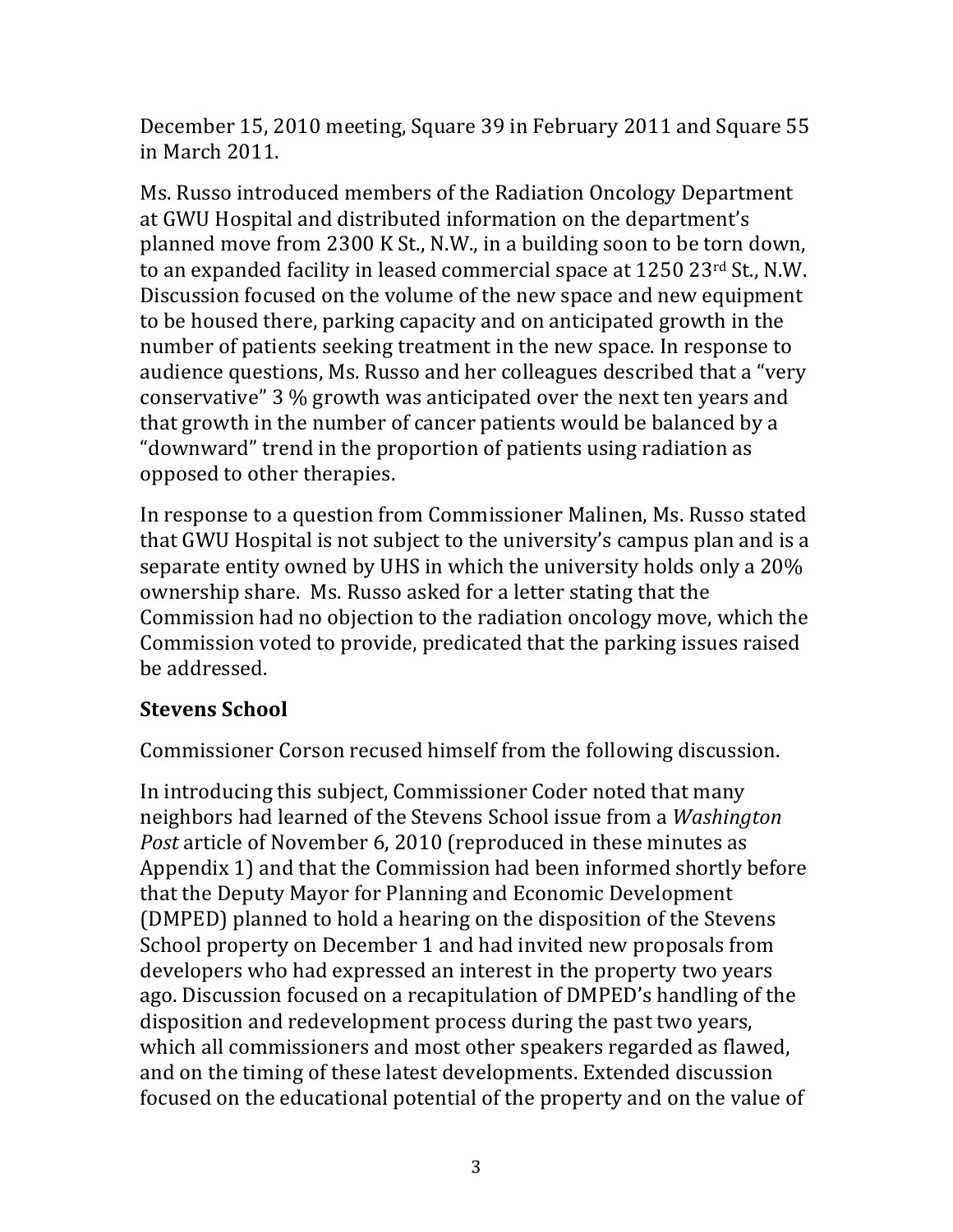December 15, 2010 meeting, Square 39 in February 2011 and Square 55 in March 2011.

Ms. Russo introduced members of the Radiation Oncology Department at GWU Hospital and distributed information on the department's planned move from 2300 K St., N.W., in a building soon to be torn down, to an expanded facility in leased commercial space at 1250 23rd St., N.W. Discussion focused on the volume of the new space and new equipment to be housed there, parking capacity and on anticipated growth in the number of patients seeking treatment in the new space. In response to audience questions, Ms. Russo and her colleagues described that a "very conservative" 3 % growth was anticipated over the next ten years and that growth in the number of cancer patients would be balanced by a "downward" trend in the proportion of patients using radiation as opposed to other therapies.

In response to a question from Commissioner Malinen, Ms. Russo stated that GWU Hospital is not subject to the university's campus plan and is a separate entity owned by UHS in which the university holds only a 20% ownership share. Ms. Russo asked for a letter stating that the Commission had no objection to the radiation oncology move, which the Commission voted to provide, predicated that the parking issues raised be addressed.

**Stevens School**

Commissioner Corson recused himself from the following discussion.

In introducing this subject, Commissioner Coder noted that many neighbors had learned of the Stevens School issue from a *Washington Post* article of November 6, 2010 (reproduced in these minutes as Appendix 1) and that the Commission had been informed shortly before that the Deputy Mayor for Planning and Economic Development (DMPED) planned to hold a hearing on the disposition of the Stevens School property on December 1 and had invited new proposals from developers who had expressed an interest in the property two years ago. Discussion focused on a recapitulation of DMPED's handling of the disposition and redevelopment process during the past two years, which all commissioners and most other speakers regarded as flawed, and on the timing of these latest developments. Extended discussion focused on the educational potential of the property and on the value of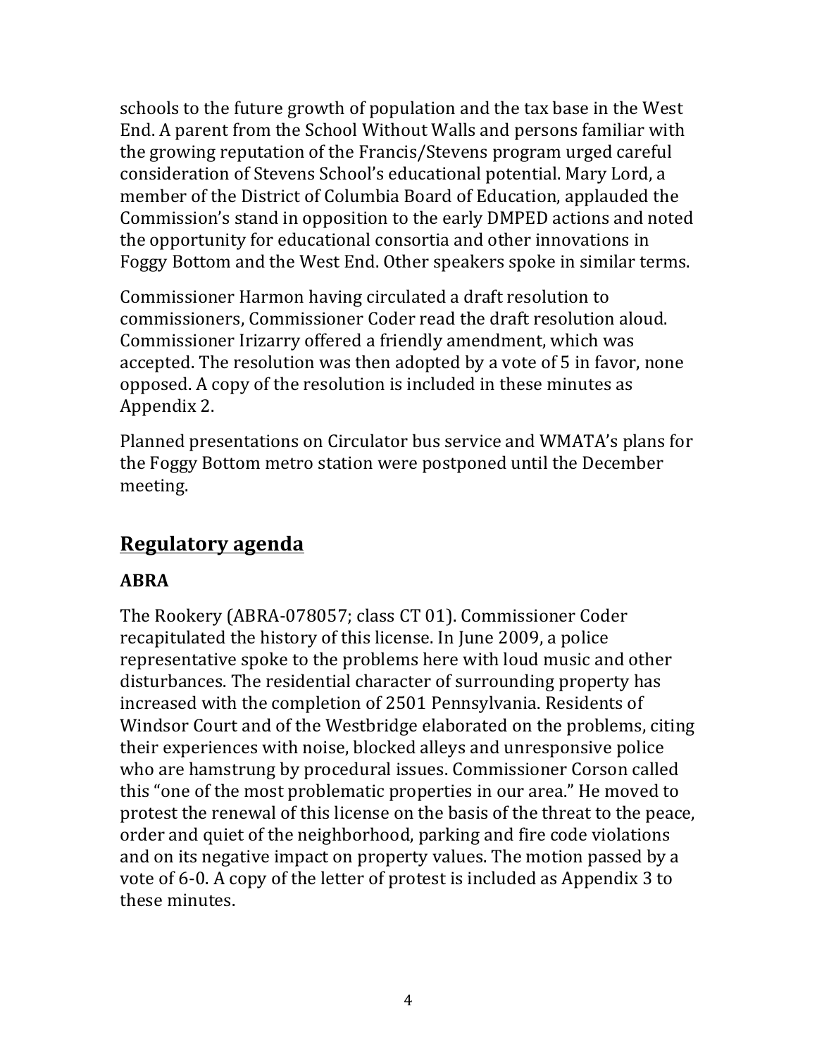schools to the future growth of population and the tax base in the West End. A parent from the School Without Walls and persons familiar with the growing reputation of the Francis/Stevens program urged careful consideration of Stevens School's educational potential. Mary Lord, a member of the District of Columbia Board of Education, applauded the Commission's stand in opposition to the early DMPED actions and noted the opportunity for educational consortia and other innovations in Foggy Bottom and the West End. Other speakers spoke in similar terms.

Commissioner Harmon having circulated a draft resolution to commissioners, Commissioner Coder read the draft resolution aloud. Commissioner Irizarry offered a friendly amendment, which was accepted. The resolution was then adopted by a vote of 5 in favor, none opposed. A copy of the resolution is included in these minutes as Appendix 2.

Planned presentations on Circulator bus service and WMATA's plans for the Foggy Bottom metro station were postponed until the December meeting.

## Regulatory agenda

### ABRA

The Rookery (ABRA-078057; class CT 01). Commissioner Coder recapitulated the history of this license. In June 2009, a police representative spoke to the problems here with loud music and other disturbances. The residential character of surrounding property has increased with the completion of 2501 Pennsylvania. Residents of Windsor Court and of the Westbridge elaborated on the problems, citing their experiences with noise, blocked alleys and unresponsive police who are hamstrung by procedural issues. Commissioner Corson called this "one of the most problematic properties in our area." He moved to protest the renewal of this license on the basis of the threat to the peace, order and quiet of the neighborhood, parking and fire code violations and on its negative impact on property values. The motion passed by a vote of 6-0. A copy of the letter of protest is included as Appendix 3 to these minutes.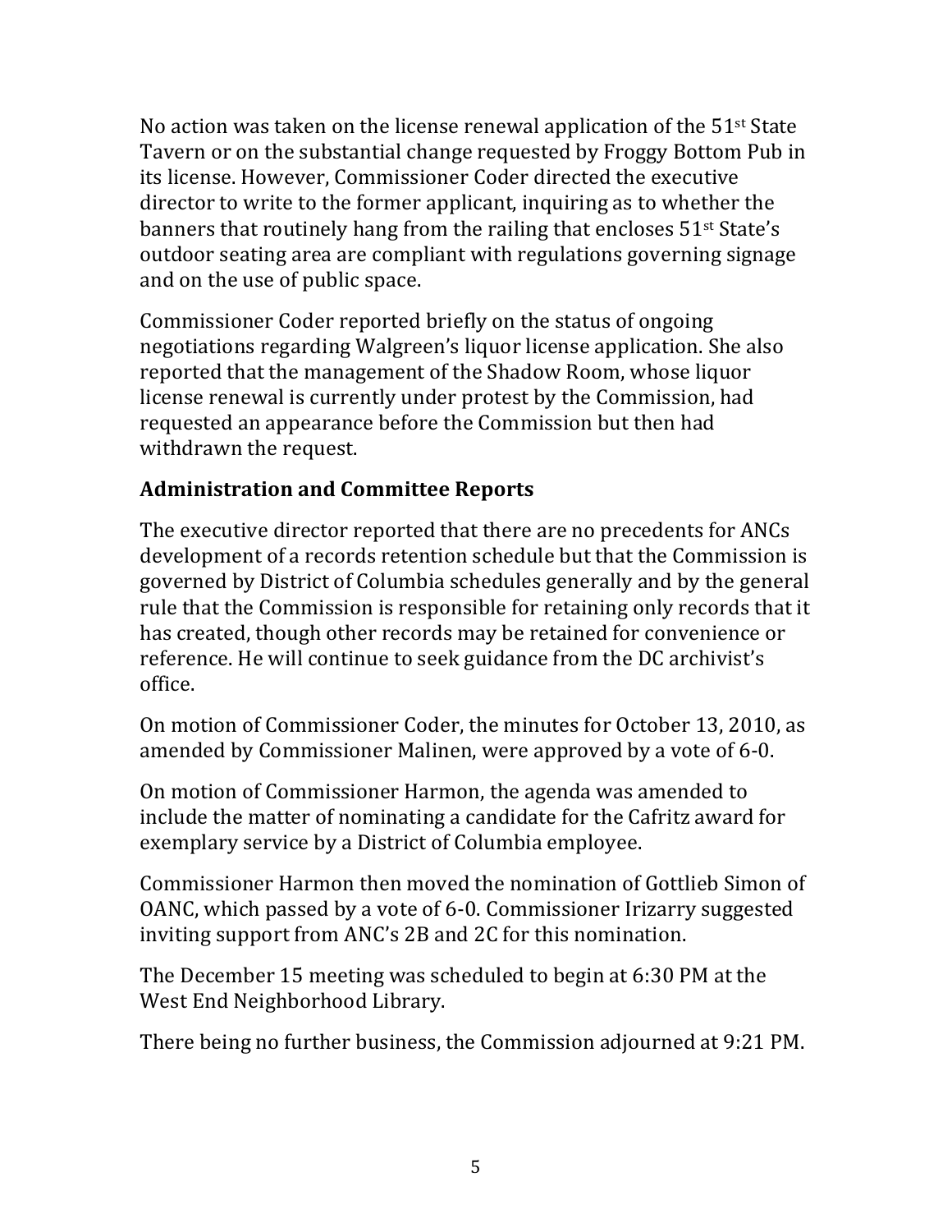No action was taken on the license renewal application of the 51st State Tavern or on the substantial change requested by Froggy Bottom Pub in its license. However, Commissioner Coder directed the executive director to write to the former applicant, inquiring as to whether the banners that routinely hang from the railing that encloses 51st State's outdoor seating area are compliant with regulations governing signage and on the use of public space.

Commissioner Coder reported briefly on the status of ongoing negotiations regarding Walgreen's liquor license application. She also reported that the management of the Shadow Room, whose liquor license renewal is currently under protest by the Commission, had requested an appearance before the Commission but then had withdrawn the request.

## Administration and Committee Reports

The executive director reported that there are no precedents for ANCs development of a records retention schedule but that the Commission is governed by District of Columbia schedules generally and by the general rule that the Commission is responsible for retaining only records that it has created, though other records may be retained for convenience or reference. He will continue to seek guidance from the DC archivist's office.

On motion of Commissioner Coder, the minutes for October 13, 2010, as amended by Commissioner Malinen, were approved by a vote of 6-0.

On motion of Commissioner Harmon, the agenda was amended to include the matter of nominating a candidate for the Cafritz award for exemplary service by a District of Columbia employee.

Commissioner Harmon then moved the nomination of Gottlieb Simon of OANC, which passed by a vote of 6-0. Commissioner Irizarry suggested inviting support from ANC's 2B and 2C for this nomination.

The December 15 meeting was scheduled to begin at 6:30 PM at the West End Neighborhood Library.

There being no further business, the Commission adjourned at 9:21 PM.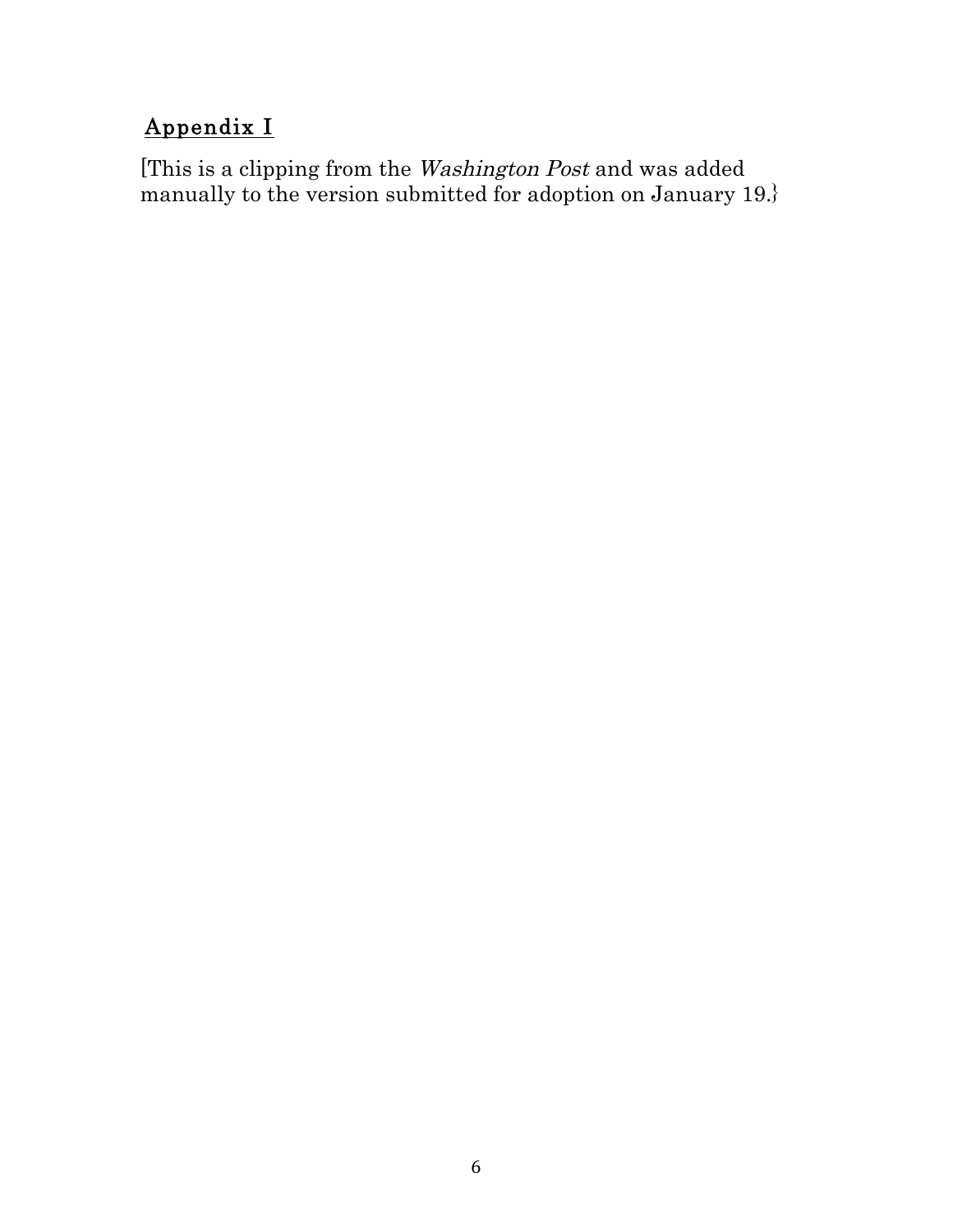## <u>Appendix I</u>

[This is a clipping from the *Washington Post* and was added manually to the version submitted for adoption on January 19.}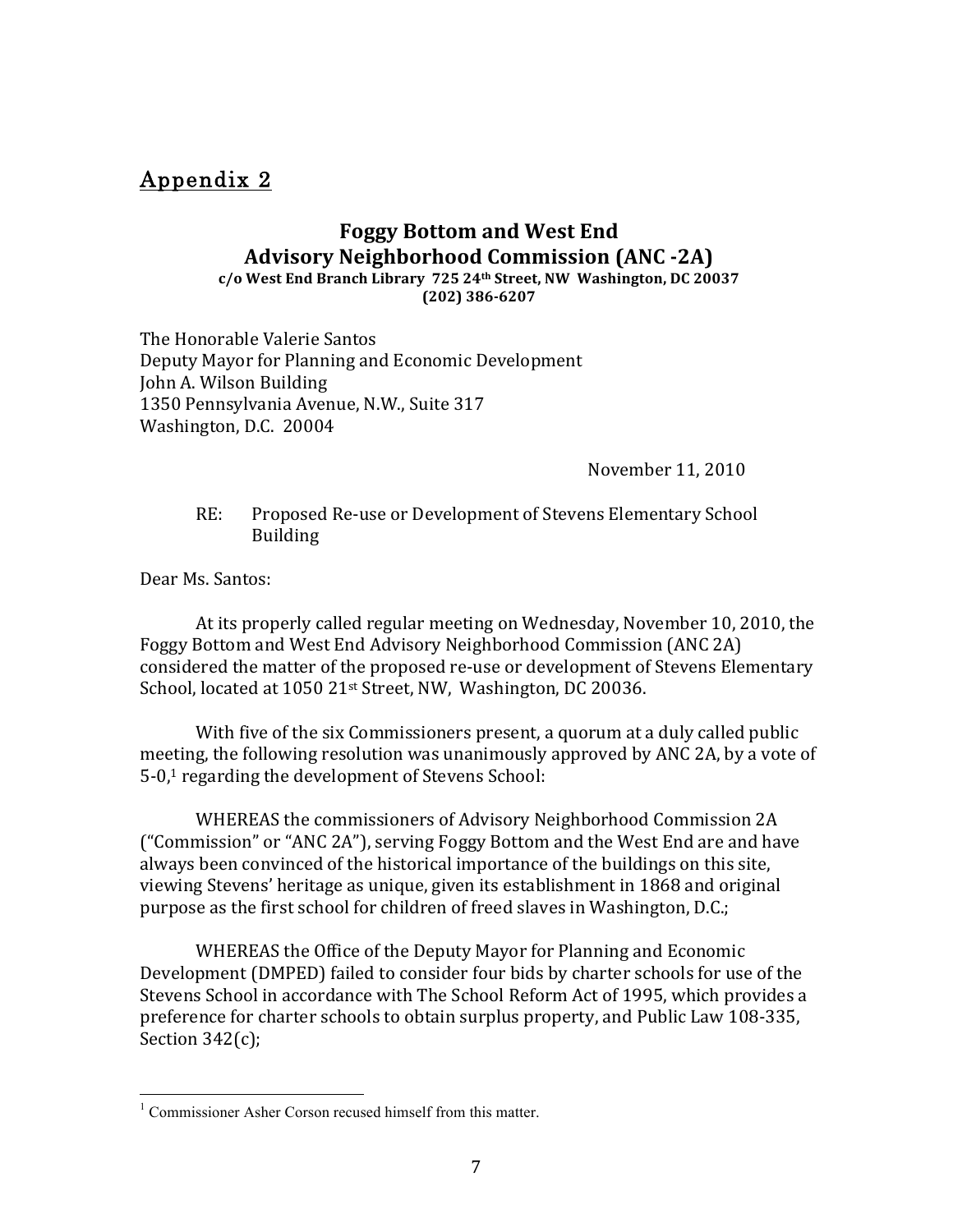## Appendix 2

**Foggy Bottom and West End**
**Advisory Neighborhood Commission (ANC -2A)**
**c/o West End Branch Library 725 24th Street, NW Washington, DC 20037**
**(202) 386-6207**

The Honorable Valerie Santos
Deputy Mayor for Planning and Economic Development
John A. Wilson Building
1350 Pennsylvania Avenue, N.W., Suite 317
Washington, D.C. 20004

November 11, 2010

RE: Proposed Re-use or Development of Stevens Elementary School Building

Dear Ms. Santos:

At its properly called regular meeting on Wednesday, November 10, 2010, the Foggy Bottom and West End Advisory Neighborhood Commission (ANC 2A) considered the matter of the proposed re-use or development of Stevens Elementary School, located at 1050 21st Street, NW, Washington, DC 20036.

With five of the six Commissioners present, a quorum at a duly called public meeting, the following resolution was unanimously approved by ANC 2A, by a vote of 5-0,[1] regarding the development of Stevens School:

WHEREAS the commissioners of Advisory Neighborhood Commission 2A ("Commission" or "ANC 2A"), serving Foggy Bottom and the West End are and have always been convinced of the historical importance of the buildings on this site, viewing Stevens' heritage as unique, given its establishment in 1868 and original purpose as the first school for children of freed slaves in Washington, D.C.;

WHEREAS the Office of the Deputy Mayor for Planning and Economic Development (DMPED) failed to consider four bids by charter schools for use of the Stevens School in accordance with The School Reform Act of 1995, which provides a preference for charter schools to obtain surplus property, and Public Law 108-335, Section 342(c);

---

[1] Commissioner Asher Corson recused himself from this matter.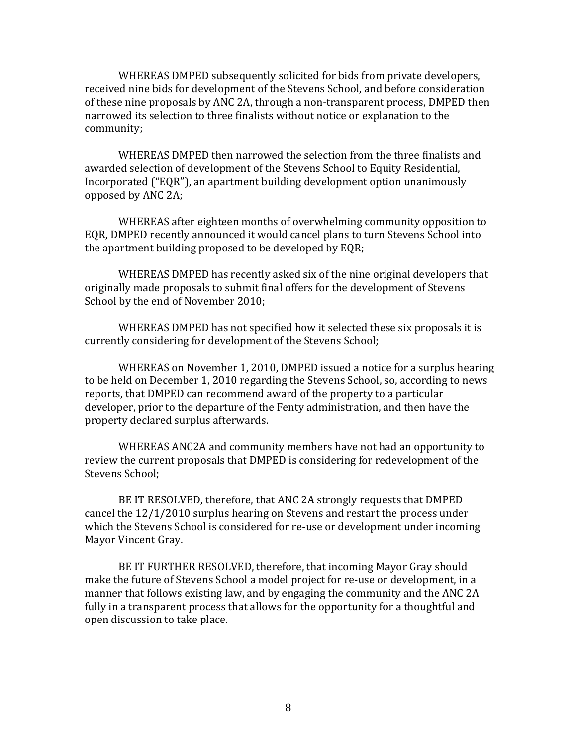WHEREAS DMPED subsequently solicited for bids from private developers, received nine bids for development of the Stevens School, and before consideration of these nine proposals by ANC 2A, through a non-transparent process, DMPED then narrowed its selection to three finalists without notice or explanation to the community;

WHEREAS DMPED then narrowed the selection from the three finalists and awarded selection of development of the Stevens School to Equity Residential, Incorporated ("EQR"), an apartment building development option unanimously opposed by ANC 2A;

WHEREAS after eighteen months of overwhelming community opposition to EQR, DMPED recently announced it would cancel plans to turn Stevens School into the apartment building proposed to be developed by EQR;

WHEREAS DMPED has recently asked six of the nine original developers that originally made proposals to submit final offers for the development of Stevens School by the end of November 2010;

WHEREAS DMPED has not specified how it selected these six proposals it is currently considering for development of the Stevens School;

WHEREAS on November 1, 2010, DMPED issued a notice for a surplus hearing to be held on December 1, 2010 regarding the Stevens School, so, according to news reports, that DMPED can recommend award of the property to a particular developer, prior to the departure of the Fenty administration, and then have the property declared surplus afterwards.

WHEREAS ANC2A and community members have not had an opportunity to review the current proposals that DMPED is considering for redevelopment of the Stevens School;

BE IT RESOLVED, therefore, that ANC 2A strongly requests that DMPED cancel the 12/1/2010 surplus hearing on Stevens and restart the process under which the Stevens School is considered for re-use or development under incoming Mayor Vincent Gray.

BE IT FURTHER RESOLVED, therefore, that incoming Mayor Gray should make the future of Stevens School a model project for re-use or development, in a manner that follows existing law, and by engaging the community and the ANC 2A fully in a transparent process that allows for the opportunity for a thoughtful and open discussion to take place.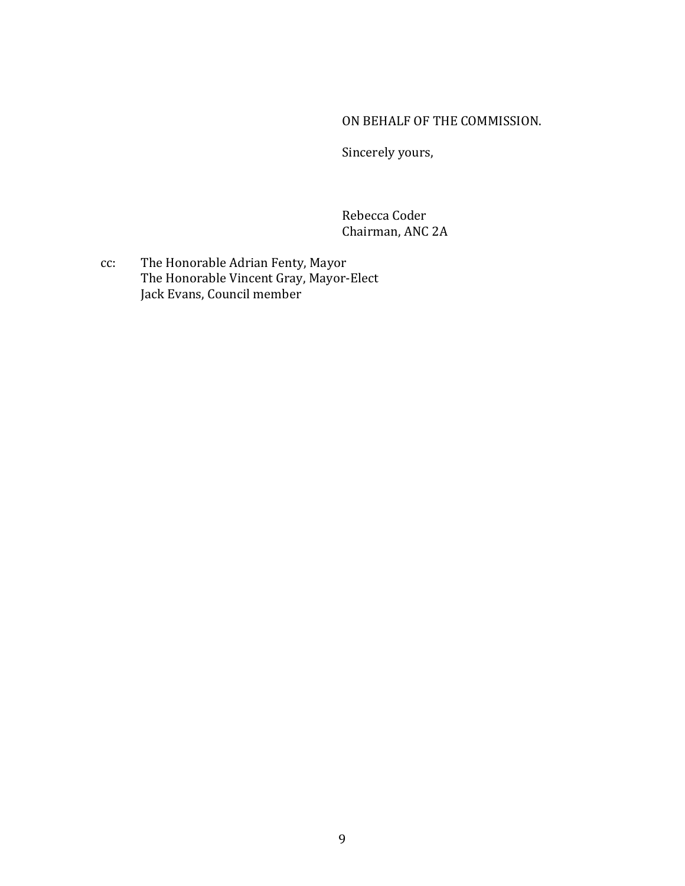ON BEHALF OF THE COMMISSION.

Sincerely yours,

Rebecca Coder
Chairman, ANC 2A

cc: The Honorable Adrian Fenty, Mayor
The Honorable Vincent Gray, Mayor-Elect
Jack Evans, Council member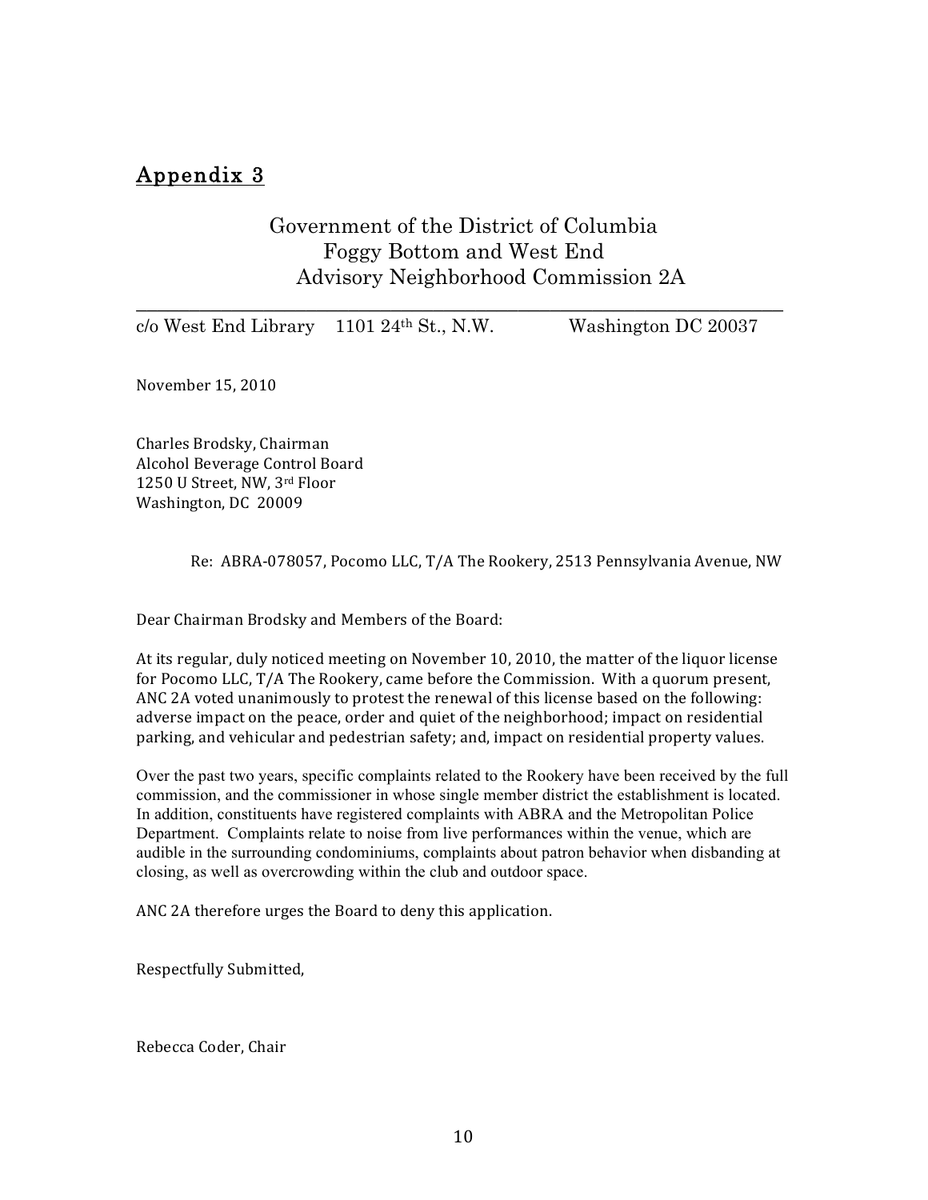## Appendix 3

Government of the District of Columbia
Foggy Bottom and West End
Advisory Neighborhood Commission 2A

---

c/o West End Library 1101 24th St., N.W. Washington DC 20037

November 15, 2010

Charles Brodsky, Chairman
Alcohol Beverage Control Board
1250 U Street, NW, 3rd Floor
Washington, DC 20009

Re: ABRA-078057, Pocomo LLC, T/A The Rookery, 2513 Pennsylvania Avenue, NW

Dear Chairman Brodsky and Members of the Board:

At its regular, duly noticed meeting on November 10, 2010, the matter of the liquor license for Pocomo LLC, T/A The Rookery, came before the Commission. With a quorum present, ANC 2A voted unanimously to protest the renewal of this license based on the following: adverse impact on the peace, order and quiet of the neighborhood; impact on residential parking, and vehicular and pedestrian safety; and, impact on residential property values.

Over the past two years, specific complaints related to the Rookery have been received by the full commission, and the commissioner in whose single member district the establishment is located. In addition, constituents have registered complaints with ABRA and the Metropolitan Police Department. Complaints relate to noise from live performances within the venue, which are audible in the surrounding condominiums, complaints about patron behavior when disbanding at closing, as well as overcrowding within the club and outdoor space.

ANC 2A therefore urges the Board to deny this application.

Respectfully Submitted,

Rebecca Coder, Chair